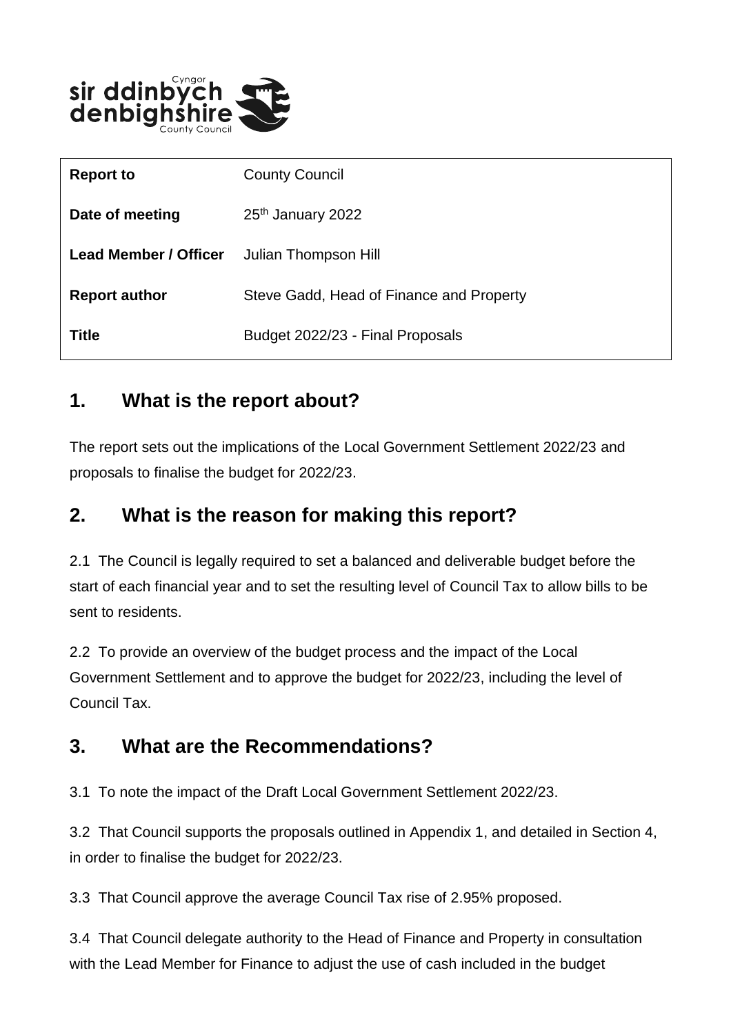| | |
|---|---|
| **Report to** | County Council |
| **Date of meeting** | 25th January 2022 |
| **Lead Member / Officer** | Julian Thompson Hill |
| **Report author** | Steve Gadd, Head of Finance and Property |
| **Title** | Budget 2022/23 - Final Proposals |

## 1. What is the report about?

The report sets out the implications of the Local Government Settlement 2022/23 and proposals to finalise the budget for 2022/23.

## 2. What is the reason for making this report?

2.1 The Council is legally required to set a balanced and deliverable budget before the start of each financial year and to set the resulting level of Council Tax to allow bills to be sent to residents.

2.2 To provide an overview of the budget process and the impact of the Local Government Settlement and to approve the budget for 2022/23, including the level of Council Tax.

## 3. What are the Recommendations?

3.1 To note the impact of the Draft Local Government Settlement 2022/23.

3.2 That Council supports the proposals outlined in Appendix 1, and detailed in Section 4, in order to finalise the budget for 2022/23.

3.3 That Council approve the average Council Tax rise of 2.95% proposed.

3.4 That Council delegate authority to the Head of Finance and Property in consultation with the Lead Member for Finance to adjust the use of cash included in the budget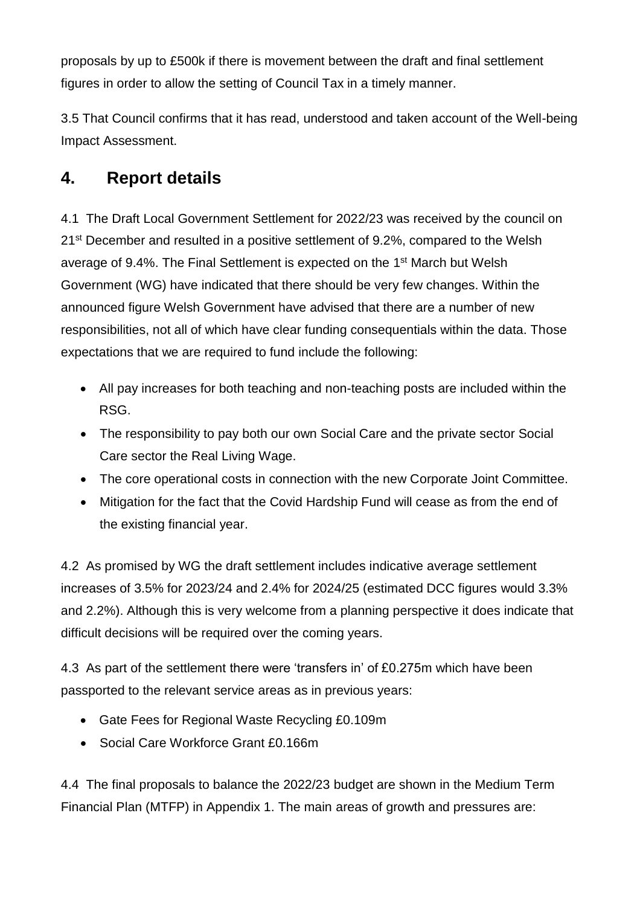proposals by up to £500k if there is movement between the draft and final settlement figures in order to allow the setting of Council Tax in a timely manner.

3.5 That Council confirms that it has read, understood and taken account of the Well-being Impact Assessment.

## 4. Report details

4.1 The Draft Local Government Settlement for 2022/23 was received by the council on 21st December and resulted in a positive settlement of 9.2%, compared to the Welsh average of 9.4%. The Final Settlement is expected on the 1st March but Welsh Government (WG) have indicated that there should be very few changes. Within the announced figure Welsh Government have advised that there are a number of new responsibilities, not all of which have clear funding consequentials within the data. Those expectations that we are required to fund include the following:

- All pay increases for both teaching and non-teaching posts are included within the RSG.
- The responsibility to pay both our own Social Care and the private sector Social Care sector the Real Living Wage.
- The core operational costs in connection with the new Corporate Joint Committee.
- Mitigation for the fact that the Covid Hardship Fund will cease as from the end of the existing financial year.

4.2 As promised by WG the draft settlement includes indicative average settlement increases of 3.5% for 2023/24 and 2.4% for 2024/25 (estimated DCC figures would 3.3% and 2.2%). Although this is very welcome from a planning perspective it does indicate that difficult decisions will be required over the coming years.

4.3 As part of the settlement there were 'transfers in' of £0.275m which have been passported to the relevant service areas as in previous years:

- Gate Fees for Regional Waste Recycling £0.109m
- Social Care Workforce Grant £0.166m

4.4 The final proposals to balance the 2022/23 budget are shown in the Medium Term Financial Plan (MTFP) in Appendix 1. The main areas of growth and pressures are: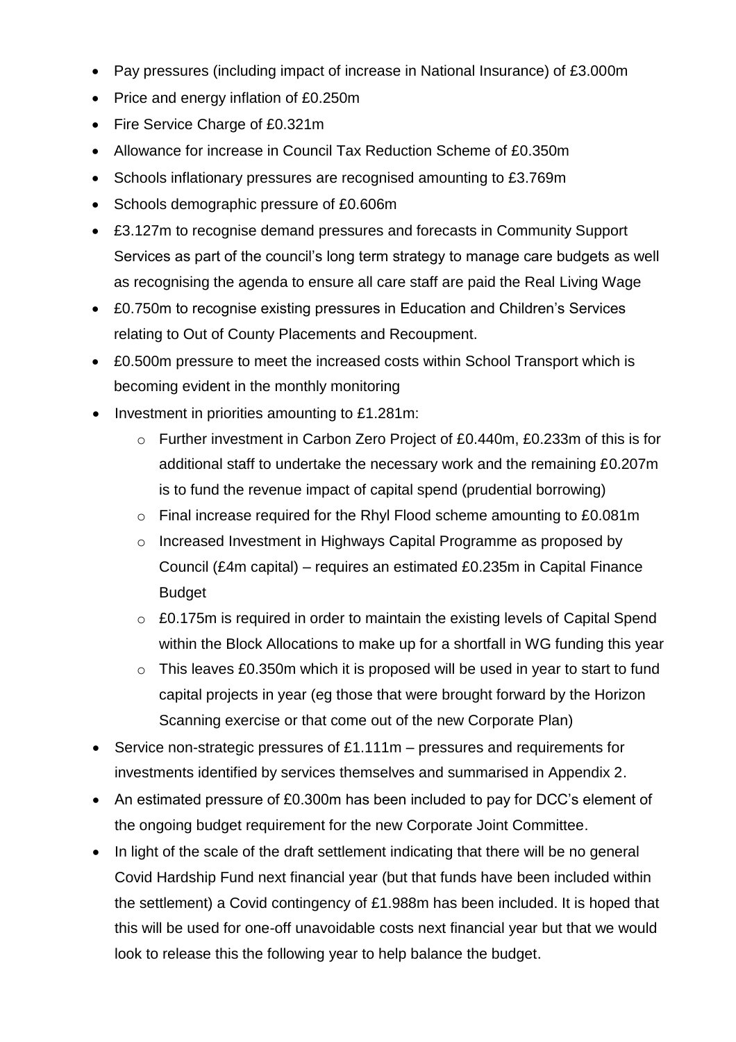- Pay pressures (including impact of increase in National Insurance) of £3.000m
- Price and energy inflation of £0.250m
- Fire Service Charge of £0.321m
- Allowance for increase in Council Tax Reduction Scheme of £0.350m
- Schools inflationary pressures are recognised amounting to £3.769m
- Schools demographic pressure of £0.606m
- £3.127m to recognise demand pressures and forecasts in Community Support Services as part of the council's long term strategy to manage care budgets as well as recognising the agenda to ensure all care staff are paid the Real Living Wage
- £0.750m to recognise existing pressures in Education and Children's Services relating to Out of County Placements and Recoupment.
- £0.500m pressure to meet the increased costs within School Transport which is becoming evident in the monthly monitoring
- Investment in priorities amounting to £1.281m:
  - Further investment in Carbon Zero Project of £0.440m, £0.233m of this is for additional staff to undertake the necessary work and the remaining £0.207m is to fund the revenue impact of capital spend (prudential borrowing)
  - Final increase required for the Rhyl Flood scheme amounting to £0.081m
  - Increased Investment in Highways Capital Programme as proposed by Council (£4m capital) – requires an estimated £0.235m in Capital Finance Budget
  - £0.175m is required in order to maintain the existing levels of Capital Spend within the Block Allocations to make up for a shortfall in WG funding this year
  - This leaves £0.350m which it is proposed will be used in year to start to fund capital projects in year (eg those that were brought forward by the Horizon Scanning exercise or that come out of the new Corporate Plan)
- Service non-strategic pressures of £1.111m – pressures and requirements for investments identified by services themselves and summarised in Appendix 2.
- An estimated pressure of £0.300m has been included to pay for DCC's element of the ongoing budget requirement for the new Corporate Joint Committee.
- In light of the scale of the draft settlement indicating that there will be no general Covid Hardship Fund next financial year (but that funds have been included within the settlement) a Covid contingency of £1.988m has been included. It is hoped that this will be used for one-off unavoidable costs next financial year but that we would look to release this the following year to help balance the budget.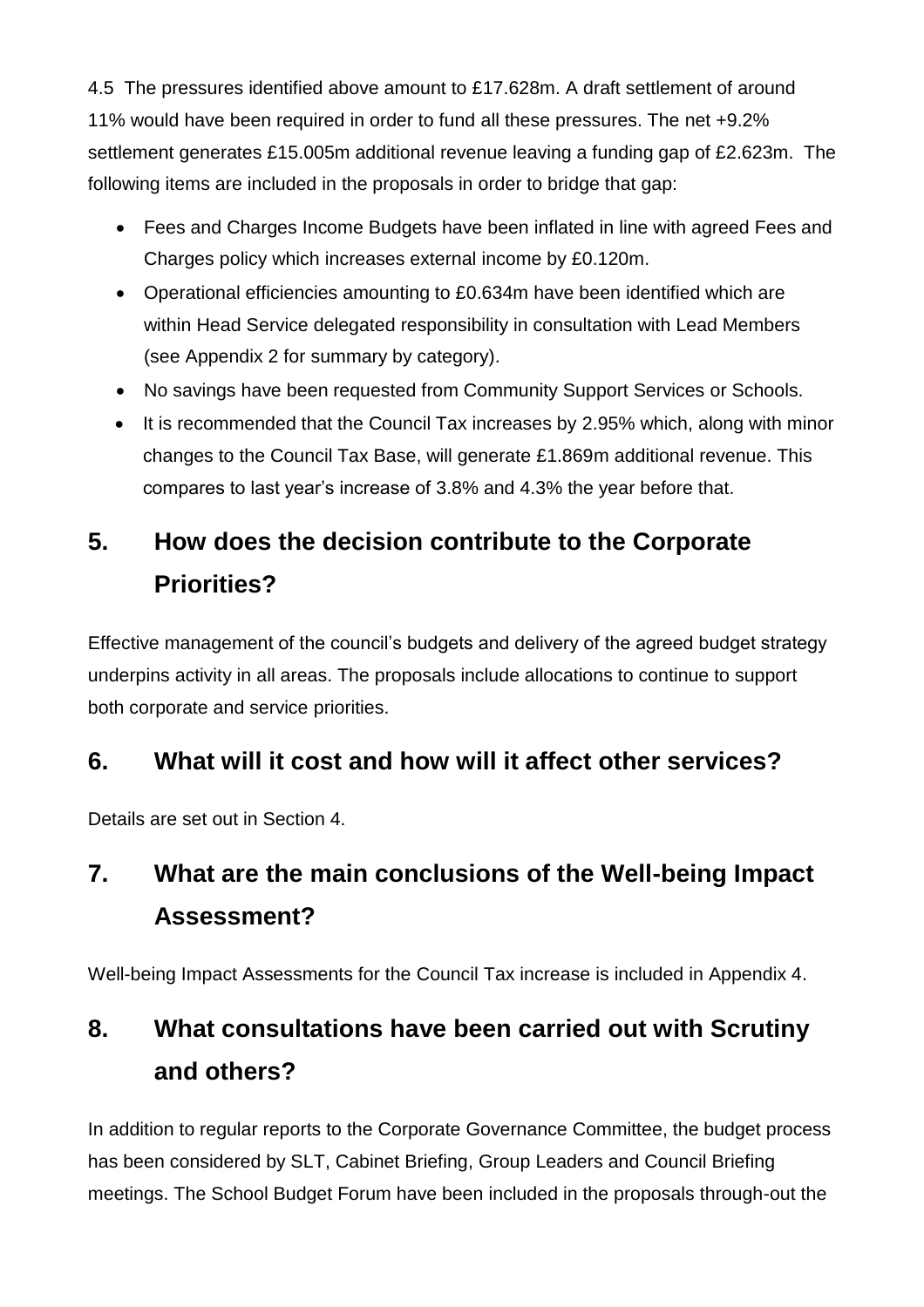4.5 The pressures identified above amount to £17.628m. A draft settlement of around 11% would have been required in order to fund all these pressures. The net +9.2% settlement generates £15.005m additional revenue leaving a funding gap of £2.623m. The following items are included in the proposals in order to bridge that gap:

- Fees and Charges Income Budgets have been inflated in line with agreed Fees and Charges policy which increases external income by £0.120m.
- Operational efficiencies amounting to £0.634m have been identified which are within Head Service delegated responsibility in consultation with Lead Members (see Appendix 2 for summary by category).
- No savings have been requested from Community Support Services or Schools.
- It is recommended that the Council Tax increases by 2.95% which, along with minor changes to the Council Tax Base, will generate £1.869m additional revenue. This compares to last year's increase of 3.8% and 4.3% the year before that.

## 5. How does the decision contribute to the Corporate Priorities?

Effective management of the council's budgets and delivery of the agreed budget strategy underpins activity in all areas. The proposals include allocations to continue to support both corporate and service priorities.

## 6. What will it cost and how will it affect other services?

Details are set out in Section 4.

## 7. What are the main conclusions of the Well-being Impact Assessment?

Well-being Impact Assessments for the Council Tax increase is included in Appendix 4.

## 8. What consultations have been carried out with Scrutiny and others?

In addition to regular reports to the Corporate Governance Committee, the budget process has been considered by SLT, Cabinet Briefing, Group Leaders and Council Briefing meetings. The School Budget Forum have been included in the proposals through-out the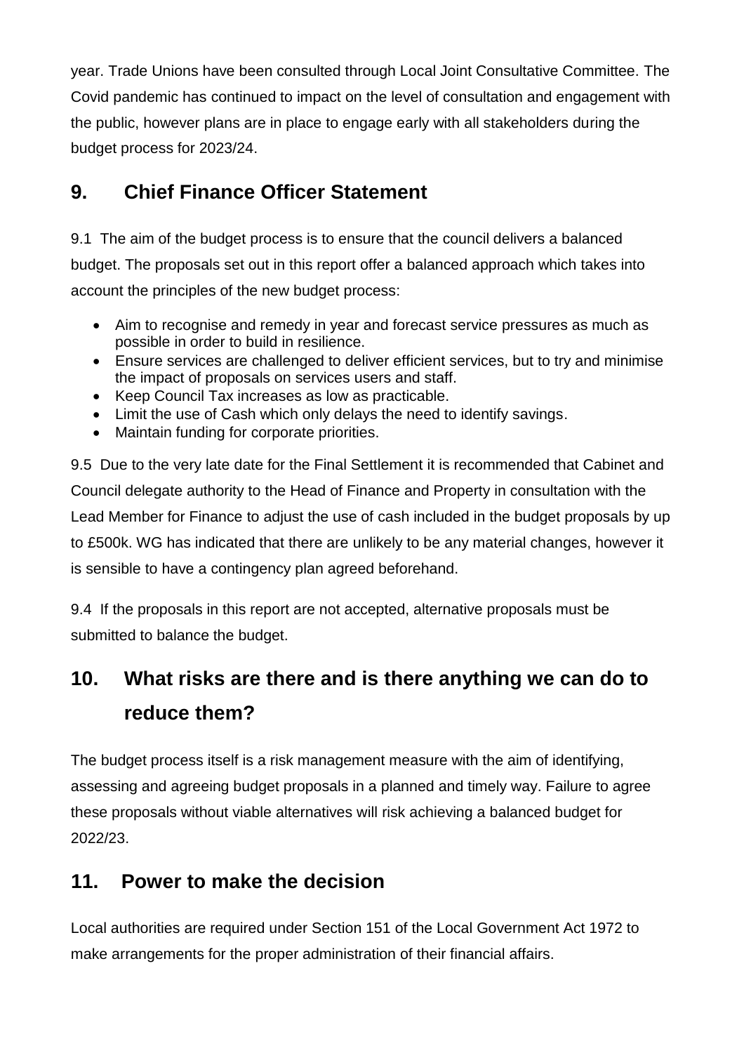year. Trade Unions have been consulted through Local Joint Consultative Committee. The Covid pandemic has continued to impact on the level of consultation and engagement with the public, however plans are in place to engage early with all stakeholders during the budget process for 2023/24.

## 9. Chief Finance Officer Statement

9.1 The aim of the budget process is to ensure that the council delivers a balanced budget. The proposals set out in this report offer a balanced approach which takes into account the principles of the new budget process:

- Aim to recognise and remedy in year and forecast service pressures as much as possible in order to build in resilience.
- Ensure services are challenged to deliver efficient services, but to try and minimise the impact of proposals on services users and staff.
- Keep Council Tax increases as low as practicable.
- Limit the use of Cash which only delays the need to identify savings.
- Maintain funding for corporate priorities.

9.5 Due to the very late date for the Final Settlement it is recommended that Cabinet and Council delegate authority to the Head of Finance and Property in consultation with the Lead Member for Finance to adjust the use of cash included in the budget proposals by up to £500k. WG has indicated that there are unlikely to be any material changes, however it is sensible to have a contingency plan agreed beforehand.

9.4 If the proposals in this report are not accepted, alternative proposals must be submitted to balance the budget.

## 10. What risks are there and is there anything we can do to reduce them?

The budget process itself is a risk management measure with the aim of identifying, assessing and agreeing budget proposals in a planned and timely way. Failure to agree these proposals without viable alternatives will risk achieving a balanced budget for 2022/23.

## 11. Power to make the decision

Local authorities are required under Section 151 of the Local Government Act 1972 to make arrangements for the proper administration of their financial affairs.